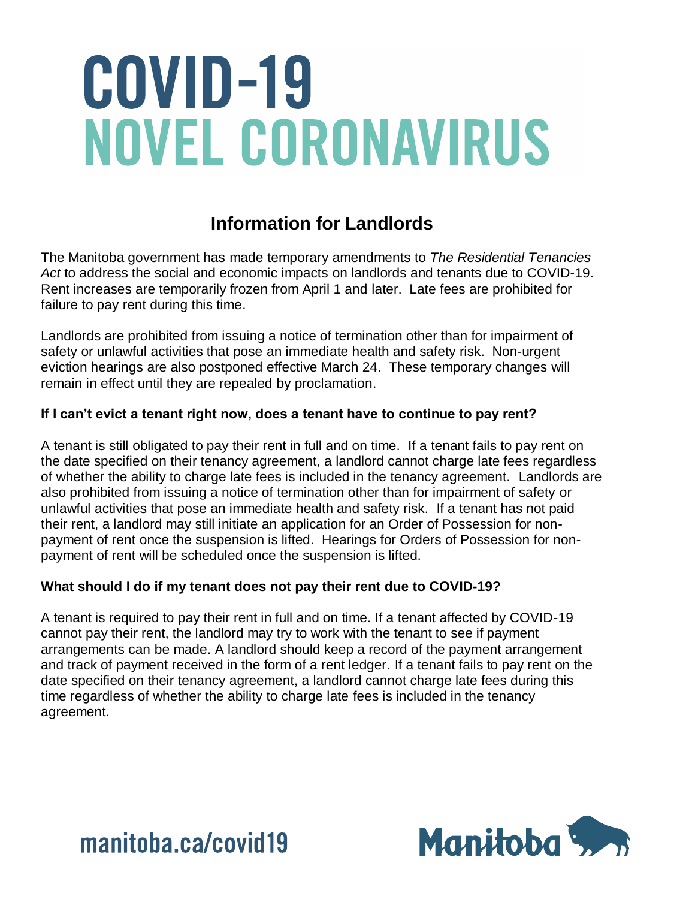# COVID-19 NOVEL CORONAVIRUS

## Information for Landlords

The Manitoba government has made temporary amendments to *The Residential Tenancies Act* to address the social and economic impacts on landlords and tenants due to COVID-19. Rent increases are temporarily frozen from April 1 and later. Late fees are prohibited for failure to pay rent during this time.

Landlords are prohibited from issuing a notice of termination other than for impairment of safety or unlawful activities that pose an immediate health and safety risk. Non-urgent eviction hearings are also postponed effective March 24. These temporary changes will remain in effect until they are repealed by proclamation.

**If I can't evict a tenant right now, does a tenant have to continue to pay rent?**

A tenant is still obligated to pay their rent in full and on time. If a tenant fails to pay rent on the date specified on their tenancy agreement, a landlord cannot charge late fees regardless of whether the ability to charge late fees is included in the tenancy agreement. Landlords are also prohibited from issuing a notice of termination other than for impairment of safety or unlawful activities that pose an immediate health and safety risk. If a tenant has not paid their rent, a landlord may still initiate an application for an Order of Possession for non-payment of rent once the suspension is lifted. Hearings for Orders of Possession for non-payment of rent will be scheduled once the suspension is lifted.

**What should I do if my tenant does not pay their rent due to COVID-19?**

A tenant is required to pay their rent in full and on time. If a tenant affected by COVID-19 cannot pay their rent, the landlord may try to work with the tenant to see if payment arrangements can be made. A landlord should keep a record of the payment arrangement and track of payment received in the form of a rent ledger. If a tenant fails to pay rent on the date specified on their tenancy agreement, a landlord cannot charge late fees during this time regardless of whether the ability to charge late fees is included in the tenancy agreement.

manitoba.ca/covid19

Manitoba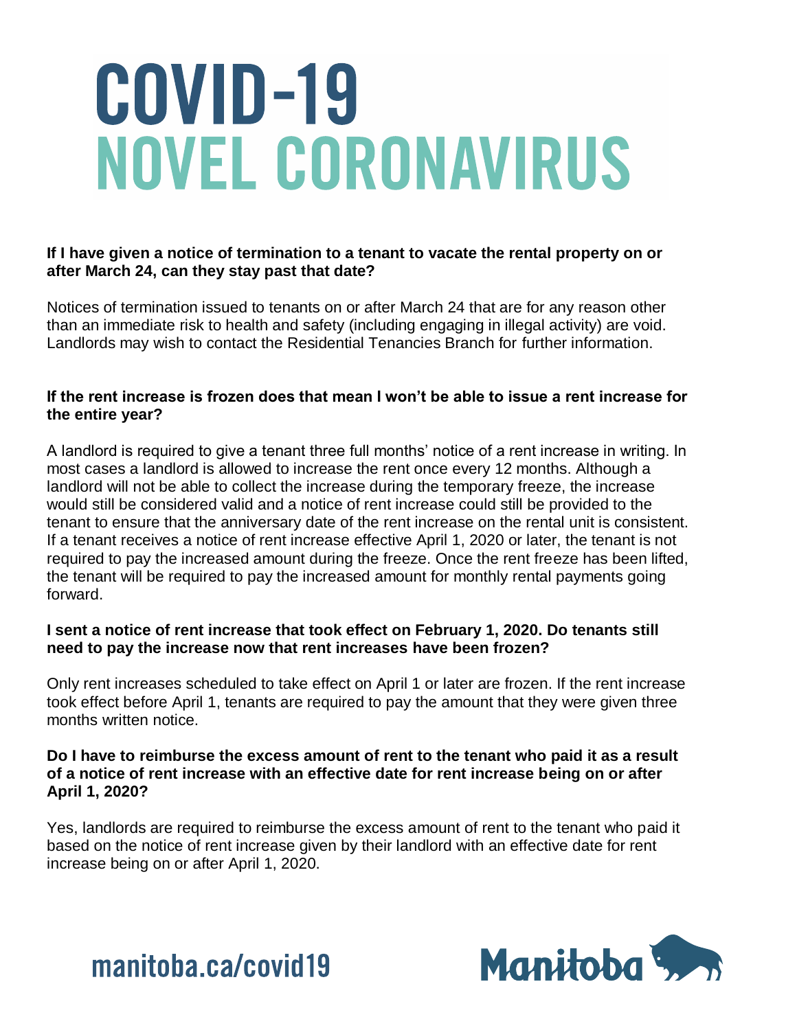# COVID-19
# NOVEL CORONAVIRUS

**If I have given a notice of termination to a tenant to vacate the rental property on or after March 24, can they stay past that date?**

Notices of termination issued to tenants on or after March 24 that are for any reason other than an immediate risk to health and safety (including engaging in illegal activity) are void. Landlords may wish to contact the Residential Tenancies Branch for further information.

**If the rent increase is frozen does that mean I won't be able to issue a rent increase for the entire year?**

A landlord is required to give a tenant three full months' notice of a rent increase in writing. In most cases a landlord is allowed to increase the rent once every 12 months. Although a landlord will not be able to collect the increase during the temporary freeze, the increase would still be considered valid and a notice of rent increase could still be provided to the tenant to ensure that the anniversary date of the rent increase on the rental unit is consistent. If a tenant receives a notice of rent increase effective April 1, 2020 or later, the tenant is not required to pay the increased amount during the freeze. Once the rent freeze has been lifted, the tenant will be required to pay the increased amount for monthly rental payments going forward.

**I sent a notice of rent increase that took effect on February 1, 2020. Do tenants still need to pay the increase now that rent increases have been frozen?**

Only rent increases scheduled to take effect on April 1 or later are frozen. If the rent increase took effect before April 1, tenants are required to pay the amount that they were given three months written notice.

**Do I have to reimburse the excess amount of rent to the tenant who paid it as a result of a notice of rent increase with an effective date for rent increase being on or after April 1, 2020?**

Yes, landlords are required to reimburse the excess amount of rent to the tenant who paid it based on the notice of rent increase given by their landlord with an effective date for rent increase being on or after April 1, 2020.

manitoba.ca/covid19

Manitoba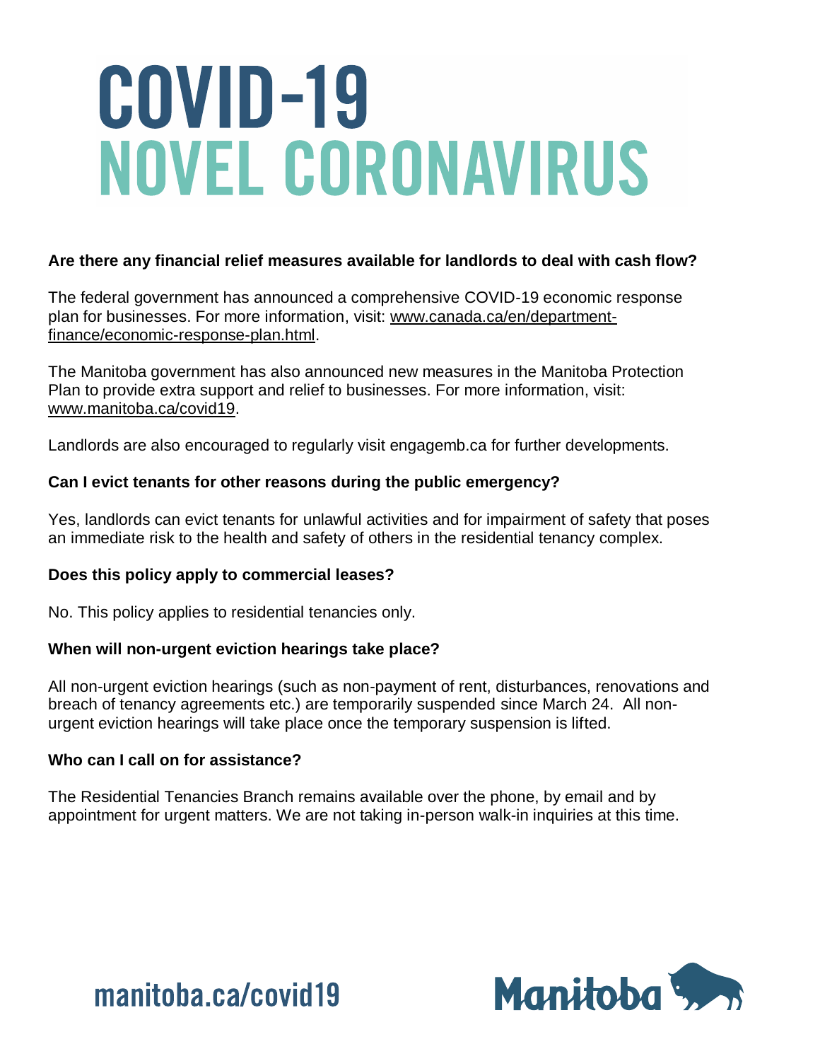# COVID-19
# NOVEL CORONAVIRUS

**Are there any financial relief measures available for landlords to deal with cash flow?**

The federal government has announced a comprehensive COVID-19 economic response plan for businesses. For more information, visit: www.canada.ca/en/department-finance/economic-response-plan.html.

The Manitoba government has also announced new measures in the Manitoba Protection Plan to provide extra support and relief to businesses. For more information, visit: www.manitoba.ca/covid19.

Landlords are also encouraged to regularly visit engagemb.ca for further developments.

**Can I evict tenants for other reasons during the public emergency?**

Yes, landlords can evict tenants for unlawful activities and for impairment of safety that poses an immediate risk to the health and safety of others in the residential tenancy complex.

**Does this policy apply to commercial leases?**

No. This policy applies to residential tenancies only.

**When will non-urgent eviction hearings take place?**

All non-urgent eviction hearings (such as non-payment of rent, disturbances, renovations and breach of tenancy agreements etc.) are temporarily suspended since March 24. All non-urgent eviction hearings will take place once the temporary suspension is lifted.

**Who can I call on for assistance?**

The Residential Tenancies Branch remains available over the phone, by email and by appointment for urgent matters. We are not taking in-person walk-in inquiries at this time.

manitoba.ca/covid19

Manitoba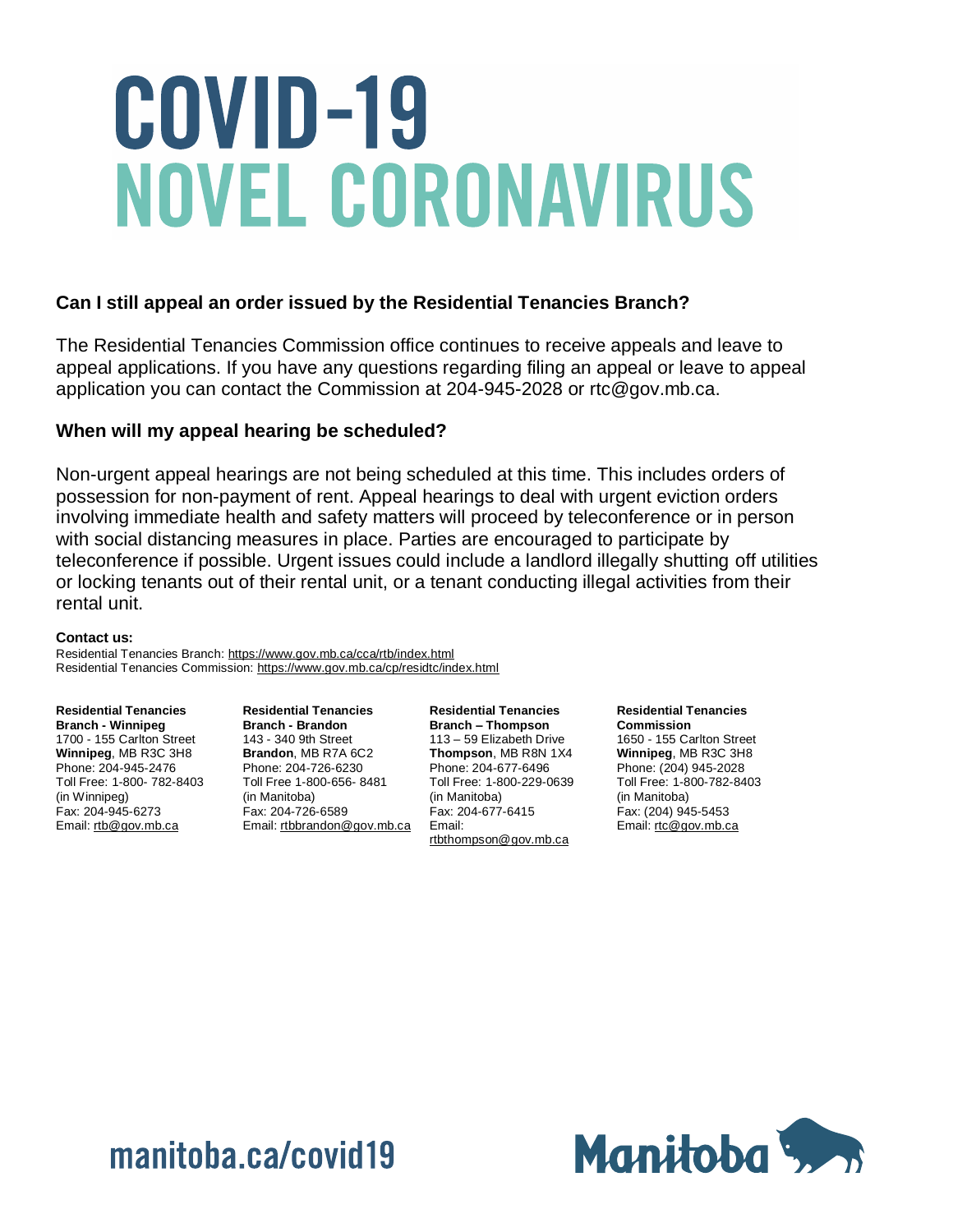# COVID-19
# NOVEL CORONAVIRUS

### Can I still appeal an order issued by the Residential Tenancies Branch?

The Residential Tenancies Commission office continues to receive appeals and leave to appeal applications. If you have any questions regarding filing an appeal or leave to appeal application you can contact the Commission at 204-945-2028 or rtc@gov.mb.ca.

### When will my appeal hearing be scheduled?

Non-urgent appeal hearings are not being scheduled at this time. This includes orders of possession for non-payment of rent. Appeal hearings to deal with urgent eviction orders involving immediate health and safety matters will proceed by teleconference or in person with social distancing measures in place. Parties are encouraged to participate by teleconference if possible. Urgent issues could include a landlord illegally shutting off utilities or locking tenants out of their rental unit, or a tenant conducting illegal activities from their rental unit.

**Contact us:**
Residential Tenancies Branch: https://www.gov.mb.ca/cca/rtb/index.html
Residential Tenancies Commission: https://www.gov.mb.ca/cp/residtc/index.html

**Residential Tenancies Branch - Winnipeg**
1700 - 155 Carlton Street
**Winnipeg**, MB R3C 3H8
Phone: 204-945-2476
Toll Free: 1-800- 782-8403 (in Winnipeg)
Fax: 204-945-6273
Email: rtb@gov.mb.ca

**Residential Tenancies Branch - Brandon**
143 - 340 9th Street
**Brandon**, MB R7A 6C2
Phone: 204-726-6230
Toll Free 1-800-656- 8481 (in Manitoba)
Fax: 204-726-6589
Email: rtbbrandon@gov.mb.ca

**Residential Tenancies Branch – Thompson**
113 – 59 Elizabeth Drive
**Thompson**, MB R8N 1X4
Phone: 204-677-6496
Toll Free: 1-800-229-0639 (in Manitoba)
Fax: 204-677-6415
Email: rtbthompson@gov.mb.ca

**Residential Tenancies Commission**
1650 - 155 Carlton Street
**Winnipeg**, MB R3C 3H8
Phone: (204) 945-2028
Toll Free: 1-800-782-8403 (in Manitoba)
Fax: (204) 945-5453
Email: rtc@gov.mb.ca

manitoba.ca/covid19

Manitoba